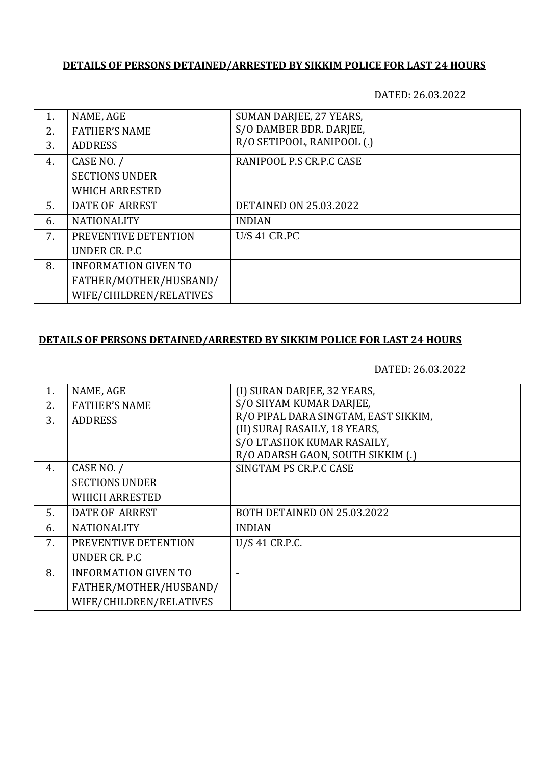**DETAILS OF PERSONS DETAINED/ARRESTED BY SIKKIM POLICE FOR LAST 24 HOURS**

DATED: 26.03.2022

| | | |
|---|---|---|
| 1.<br>2.<br>3. | NAME, AGE<br>FATHER'S NAME<br>ADDRESS | SUMAN DARJEE, 27 YEARS,<br>S/O DAMBER BDR. DARJEE,<br>R/O SETIPOOL, RANIPOOL (.) |
| 4. | CASE NO. /<br>SECTIONS UNDER<br>WHICH ARRESTED | RANIPOOL P.S CR.P.C CASE |
| 5. | DATE OF ARREST | DETAINED ON 25.03.2022 |
| 6. | NATIONALITY | INDIAN |
| 7. | PREVENTIVE DETENTION<br>UNDER CR. P.C | U/S 41 CR.PC |
| 8. | INFORMATION GIVEN TO<br>FATHER/MOTHER/HUSBAND/<br>WIFE/CHILDREN/RELATIVES | |

**DETAILS OF PERSONS DETAINED/ARRESTED BY SIKKIM POLICE FOR LAST 24 HOURS**

DATED: 26.03.2022

| | | |
|---|---|---|
| 1.<br>2.<br>3. | NAME, AGE<br>FATHER'S NAME<br>ADDRESS | (I) SURAN DARJEE, 32 YEARS,<br>S/O SHYAM KUMAR DARJEE,<br>R/O PIPAL DARA SINGTAM, EAST SIKKIM,<br>(II) SURAJ RASAILY, 18 YEARS,<br>S/O LT.ASHOK KUMAR RASAILY,<br>R/O ADARSH GAON, SOUTH SIKKIM (.) |
| 4. | CASE NO. /<br>SECTIONS UNDER<br>WHICH ARRESTED | SINGTAM PS CR.P.C CASE |
| 5. | DATE OF ARREST | BOTH DETAINED ON 25.03.2022 |
| 6. | NATIONALITY | INDIAN |
| 7. | PREVENTIVE DETENTION<br>UNDER CR. P.C | U/S 41 CR.P.C. |
| 8. | INFORMATION GIVEN TO<br>FATHER/MOTHER/HUSBAND/<br>WIFE/CHILDREN/RELATIVES | - |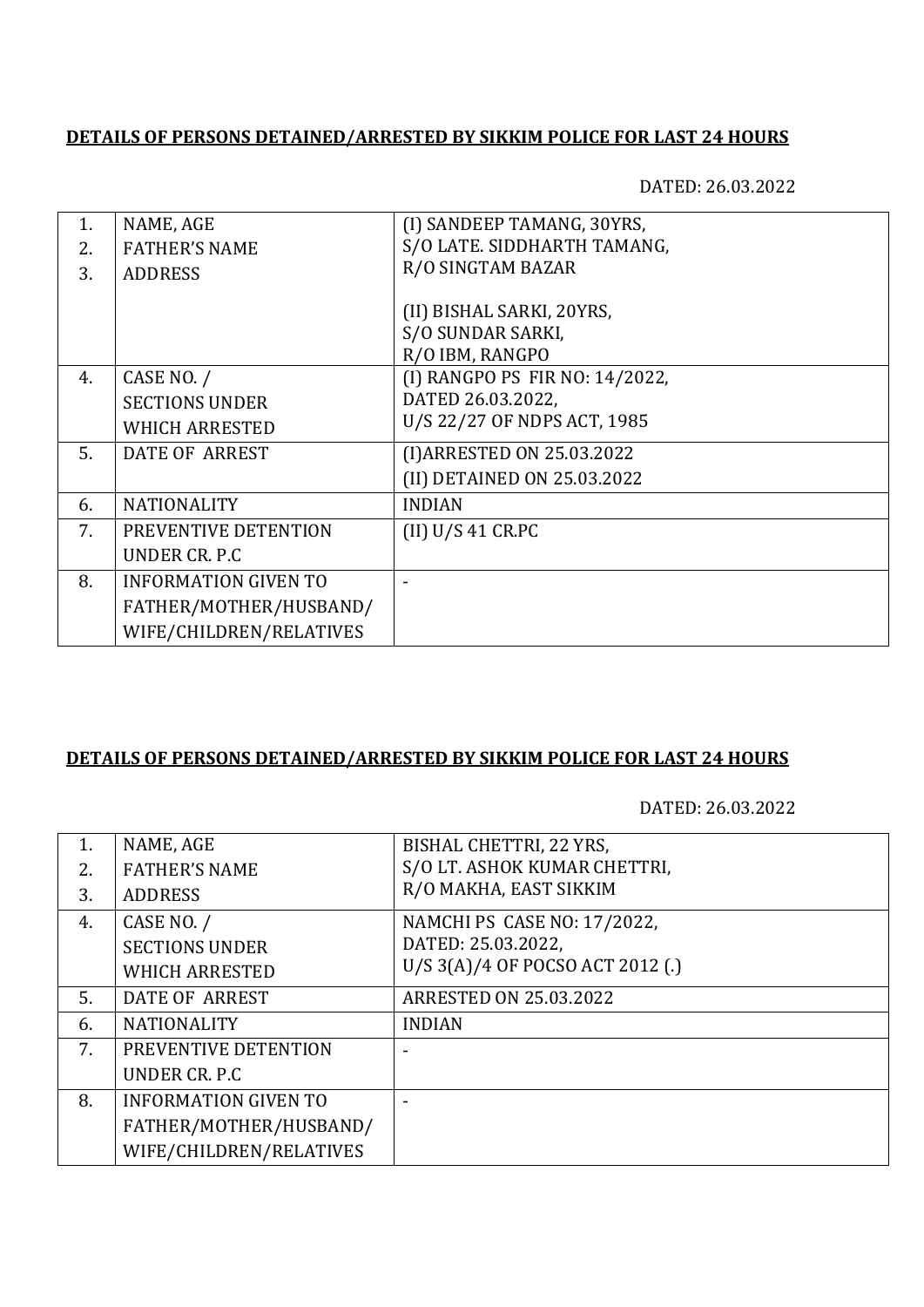**DETAILS OF PERSONS DETAINED/ARRESTED BY SIKKIM POLICE FOR LAST 24 HOURS**

DATED: 26.03.2022

| | | |
|---|---|---|
| 1.<br>2.<br>3. | NAME, AGE<br>FATHER'S NAME<br>ADDRESS | (I) SANDEEP TAMANG, 30YRS,<br>S/O LATE. SIDDHARTH TAMANG,<br>R/O SINGTAM BAZAR<br><br>(II) BISHAL SARKI, 20YRS,<br>S/O SUNDAR SARKI,<br>R/O IBM, RANGPO |
| 4. | CASE NO. /<br>SECTIONS UNDER<br>WHICH ARRESTED | (I) RANGPO PS FIR NO: 14/2022,<br>DATED 26.03.2022,<br>U/S 22/27 OF NDPS ACT, 1985 |
| 5. | DATE OF ARREST | (I)ARRESTED ON 25.03.2022<br>(II) DETAINED ON 25.03.2022 |
| 6. | NATIONALITY | INDIAN |
| 7. | PREVENTIVE DETENTION<br>UNDER CR. P.C | (II) U/S 41 CR.PC |
| 8. | INFORMATION GIVEN TO<br>FATHER/MOTHER/HUSBAND/<br>WIFE/CHILDREN/RELATIVES | - |

**DETAILS OF PERSONS DETAINED/ARRESTED BY SIKKIM POLICE FOR LAST 24 HOURS**

DATED: 26.03.2022

| | | |
|---|---|---|
| 1.<br>2.<br>3. | NAME, AGE<br>FATHER'S NAME<br>ADDRESS | BISHAL CHETTRI, 22 YRS,<br>S/O LT. ASHOK KUMAR CHETTRI,<br>R/O MAKHA, EAST SIKKIM |
| 4. | CASE NO. /<br>SECTIONS UNDER<br>WHICH ARRESTED | NAMCHI PS CASE NO: 17/2022,<br>DATED: 25.03.2022,<br>U/S 3(A)/4 OF POCSO ACT 2012 (.) |
| 5. | DATE OF ARREST | ARRESTED ON 25.03.2022 |
| 6. | NATIONALITY | INDIAN |
| 7. | PREVENTIVE DETENTION<br>UNDER CR. P.C | - |
| 8. | INFORMATION GIVEN TO<br>FATHER/MOTHER/HUSBAND/<br>WIFE/CHILDREN/RELATIVES | - |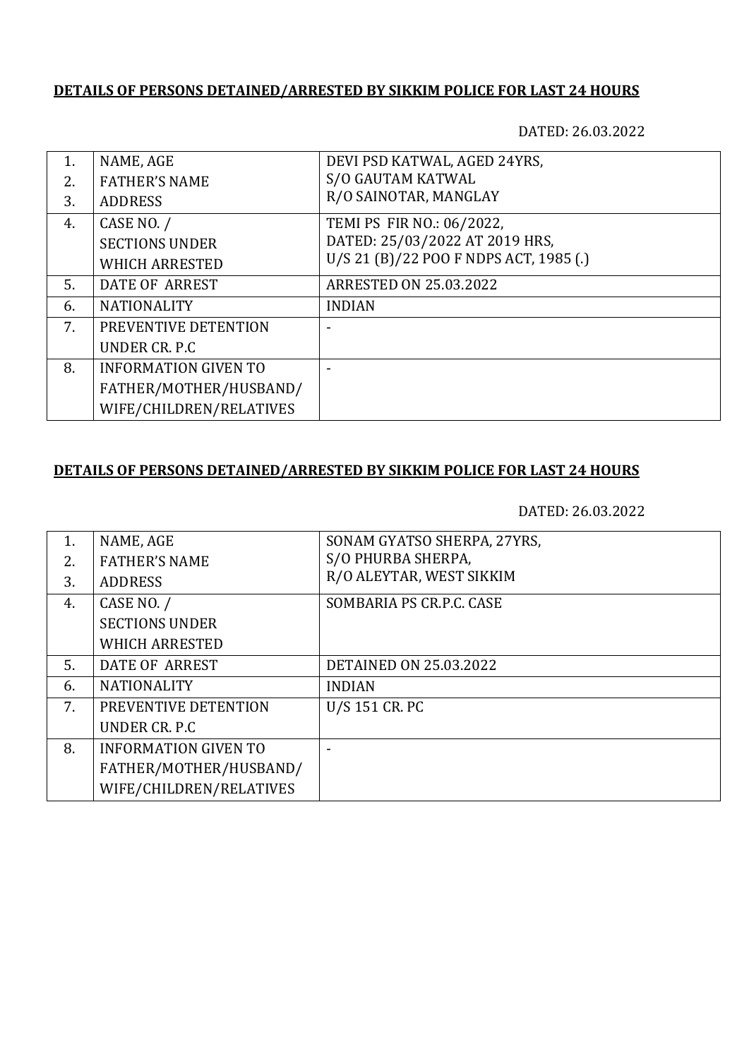**DETAILS OF PERSONS DETAINED/ARRESTED BY SIKKIM POLICE FOR LAST 24 HOURS**

DATED: 26.03.2022

| | | |
|---|---|---|
| 1.<br>2.<br>3. | NAME, AGE<br>FATHER'S NAME<br>ADDRESS | DEVI PSD KATWAL, AGED 24YRS,<br>S/O GAUTAM KATWAL<br>R/O SAINOTAR, MANGLAY |
| 4. | CASE NO. /<br>SECTIONS UNDER<br>WHICH ARRESTED | TEMI PS FIR NO.: 06/2022,<br>DATED: 25/03/2022 AT 2019 HRS,<br>U/S 21 (B)/22 POO F NDPS ACT, 1985 (.) |
| 5. | DATE OF ARREST | ARRESTED ON 25.03.2022 |
| 6. | NATIONALITY | INDIAN |
| 7. | PREVENTIVE DETENTION<br>UNDER CR. P.C | - |
| 8. | INFORMATION GIVEN TO<br>FATHER/MOTHER/HUSBAND/<br>WIFE/CHILDREN/RELATIVES | - |

**DETAILS OF PERSONS DETAINED/ARRESTED BY SIKKIM POLICE FOR LAST 24 HOURS**

DATED: 26.03.2022

| | | |
|---|---|---|
| 1.<br>2.<br>3. | NAME, AGE<br>FATHER'S NAME<br>ADDRESS | SONAM GYATSO SHERPA, 27YRS,<br>S/O PHURBA SHERPA,<br>R/O ALEYTAR, WEST SIKKIM |
| 4. | CASE NO. /<br>SECTIONS UNDER<br>WHICH ARRESTED | SOMBARIA PS CR.P.C. CASE |
| 5. | DATE OF ARREST | DETAINED ON 25.03.2022 |
| 6. | NATIONALITY | INDIAN |
| 7. | PREVENTIVE DETENTION<br>UNDER CR. P.C | U/S 151 CR. PC |
| 8. | INFORMATION GIVEN TO<br>FATHER/MOTHER/HUSBAND/<br>WIFE/CHILDREN/RELATIVES | - |